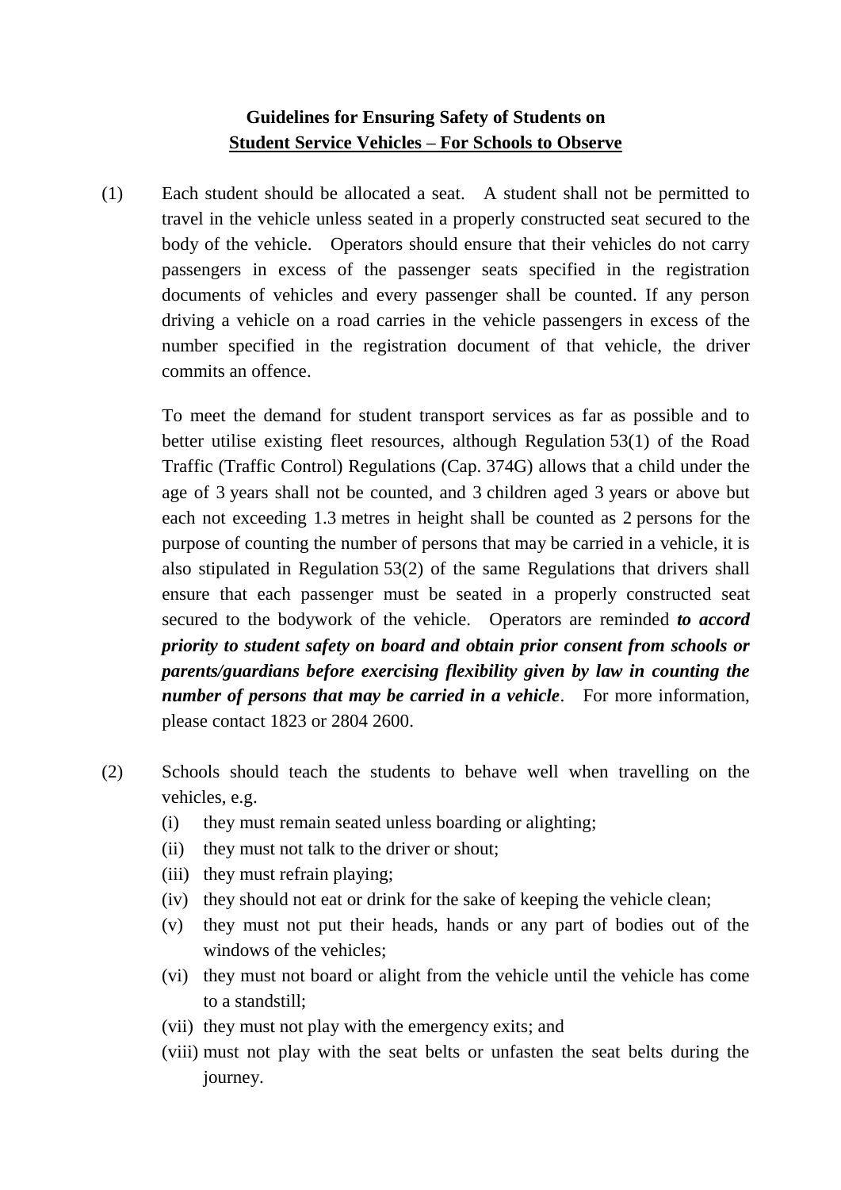**Guidelines for Ensuring Safety of Students on**
**Student Service Vehicles – For Schools to Observe**

(1) Each student should be allocated a seat. A student shall not be permitted to travel in the vehicle unless seated in a properly constructed seat secured to the body of the vehicle. Operators should ensure that their vehicles do not carry passengers in excess of the passenger seats specified in the registration documents of vehicles and every passenger shall be counted. If any person driving a vehicle on a road carries in the vehicle passengers in excess of the number specified in the registration document of that vehicle, the driver commits an offence.

To meet the demand for student transport services as far as possible and to better utilise existing fleet resources, although Regulation 53(1) of the Road Traffic (Traffic Control) Regulations (Cap. 374G) allows that a child under the age of 3 years shall not be counted, and 3 children aged 3 years or above but each not exceeding 1.3 metres in height shall be counted as 2 persons for the purpose of counting the number of persons that may be carried in a vehicle, it is also stipulated in Regulation 53(2) of the same Regulations that drivers shall ensure that each passenger must be seated in a properly constructed seat secured to the bodywork of the vehicle. Operators are reminded ***to accord priority to student safety on board and obtain prior consent from schools or parents/guardians before exercising flexibility given by law in counting the number of persons that may be carried in a vehicle***. For more information, please contact 1823 or 2804 2600.

(2) Schools should teach the students to behave well when travelling on the vehicles, e.g.

(i) they must remain seated unless boarding or alighting;
(ii) they must not talk to the driver or shout;
(iii) they must refrain playing;
(iv) they should not eat or drink for the sake of keeping the vehicle clean;
(v) they must not put their heads, hands or any part of bodies out of the windows of the vehicles;
(vi) they must not board or alight from the vehicle until the vehicle has come to a standstill;
(vii) they must not play with the emergency exits; and
(viii) must not play with the seat belts or unfasten the seat belts during the journey.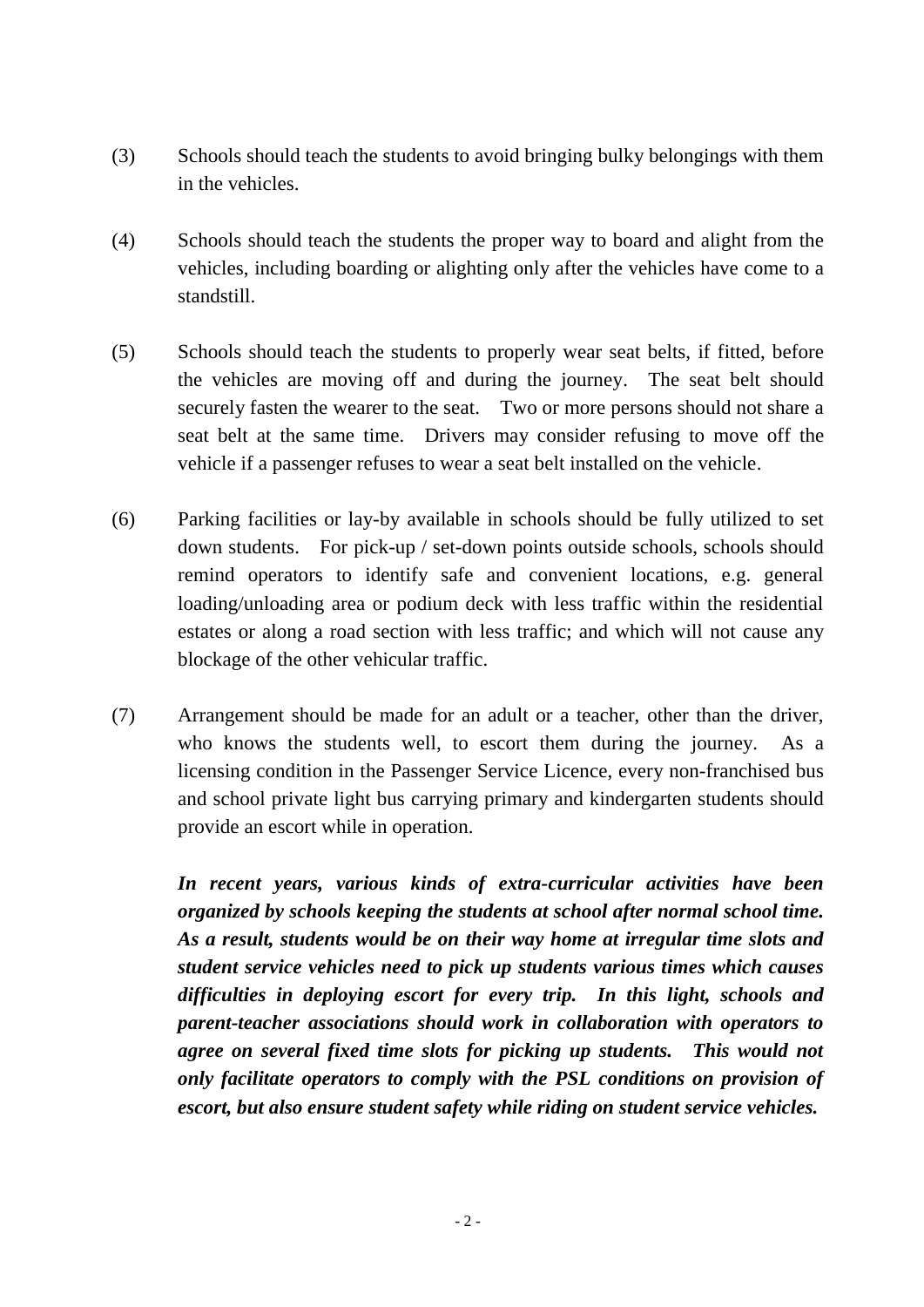(3) Schools should teach the students to avoid bringing bulky belongings with them in the vehicles.

(4) Schools should teach the students the proper way to board and alight from the vehicles, including boarding or alighting only after the vehicles have come to a standstill.

(5) Schools should teach the students to properly wear seat belts, if fitted, before the vehicles are moving off and during the journey. The seat belt should securely fasten the wearer to the seat. Two or more persons should not share a seat belt at the same time. Drivers may consider refusing to move off the vehicle if a passenger refuses to wear a seat belt installed on the vehicle.

(6) Parking facilities or lay-by available in schools should be fully utilized to set down students. For pick-up / set-down points outside schools, schools should remind operators to identify safe and convenient locations, e.g. general loading/unloading area or podium deck with less traffic within the residential estates or along a road section with less traffic; and which will not cause any blockage of the other vehicular traffic.

(7) Arrangement should be made for an adult or a teacher, other than the driver, who knows the students well, to escort them during the journey. As a licensing condition in the Passenger Service Licence, every non-franchised bus and school private light bus carrying primary and kindergarten students should provide an escort while in operation.

***In recent years, various kinds of extra-curricular activities have been organized by schools keeping the students at school after normal school time. As a result, students would be on their way home at irregular time slots and student service vehicles need to pick up students various times which causes difficulties in deploying escort for every trip. In this light, schools and parent-teacher associations should work in collaboration with operators to agree on several fixed time slots for picking up students. This would not only facilitate operators to comply with the PSL conditions on provision of escort, but also ensure student safety while riding on student service vehicles.***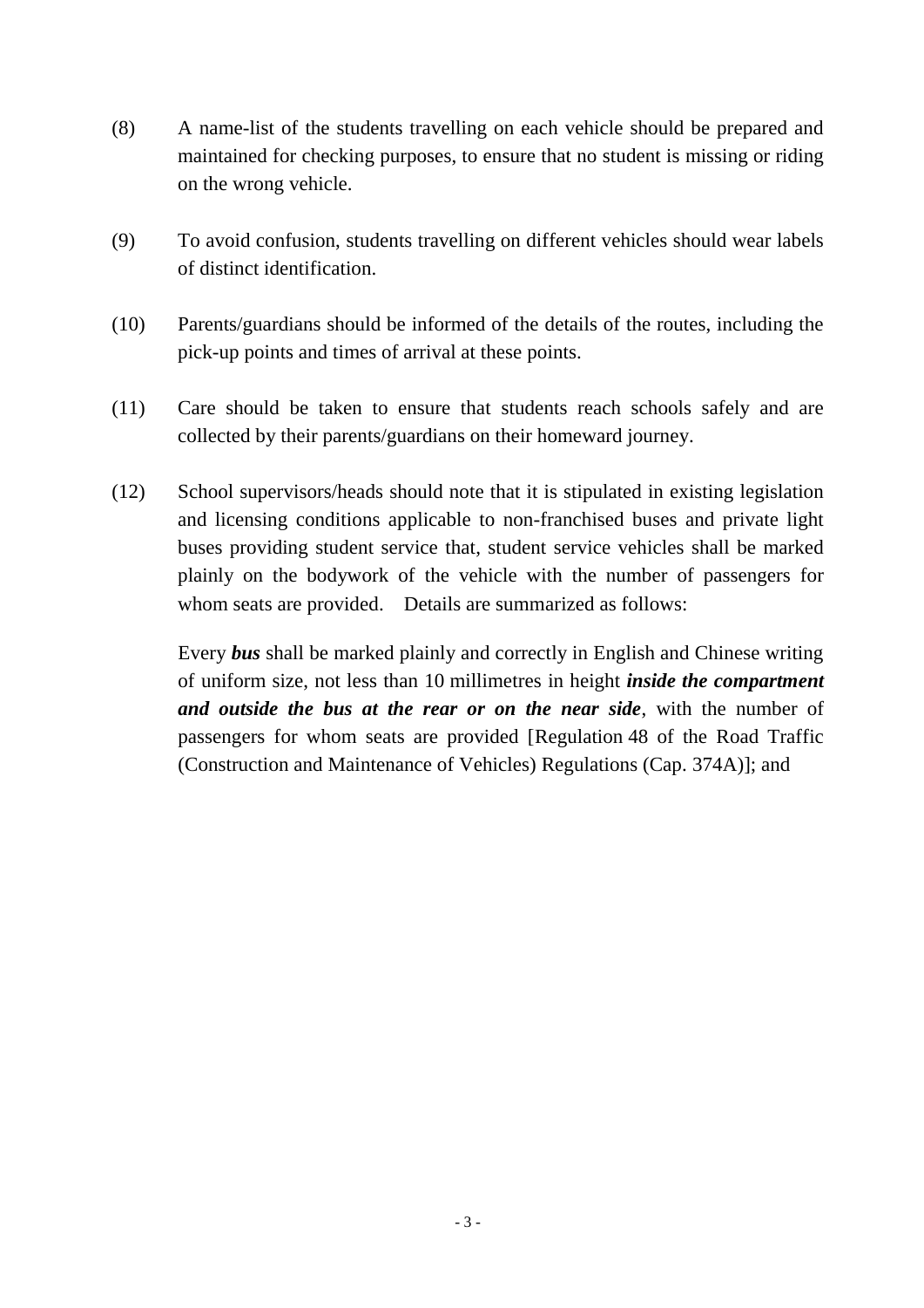(8) A name-list of the students travelling on each vehicle should be prepared and maintained for checking purposes, to ensure that no student is missing or riding on the wrong vehicle.

(9) To avoid confusion, students travelling on different vehicles should wear labels of distinct identification.

(10) Parents/guardians should be informed of the details of the routes, including the pick-up points and times of arrival at these points.

(11) Care should be taken to ensure that students reach schools safely and are collected by their parents/guardians on their homeward journey.

(12) School supervisors/heads should note that it is stipulated in existing legislation and licensing conditions applicable to non-franchised buses and private light buses providing student service that, student service vehicles shall be marked plainly on the bodywork of the vehicle with the number of passengers for whom seats are provided. Details are summarized as follows:

Every ***bus*** shall be marked plainly and correctly in English and Chinese writing of uniform size, not less than 10 millimetres in height ***inside the compartment and outside the bus at the rear or on the near side***, with the number of passengers for whom seats are provided [Regulation 48 of the Road Traffic (Construction and Maintenance of Vehicles) Regulations (Cap. 374A)]; and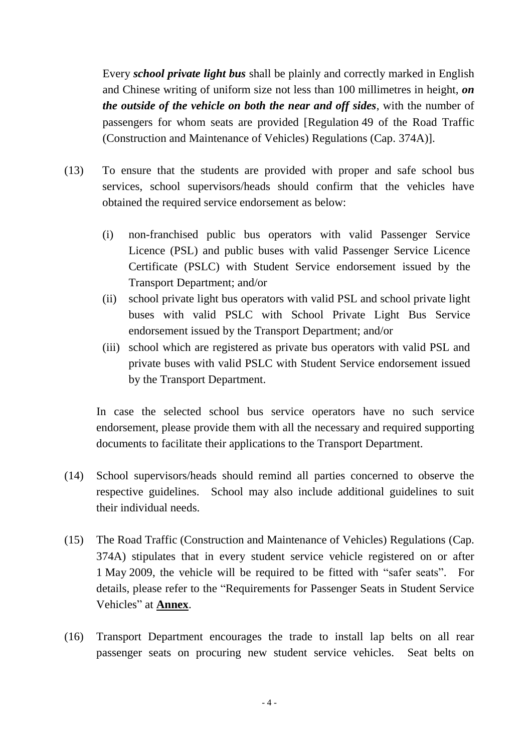Every ***school private light bus*** shall be plainly and correctly marked in English and Chinese writing of uniform size not less than 100 millimetres in height, ***on the outside of the vehicle on both the near and off sides***, with the number of passengers for whom seats are provided [Regulation 49 of the Road Traffic (Construction and Maintenance of Vehicles) Regulations (Cap. 374A)].

(13) To ensure that the students are provided with proper and safe school bus services, school supervisors/heads should confirm that the vehicles have obtained the required service endorsement as below:

   (i) non-franchised public bus operators with valid Passenger Service Licence (PSL) and public buses with valid Passenger Service Licence Certificate (PSLC) with Student Service endorsement issued by the Transport Department; and/or

   (ii) school private light bus operators with valid PSL and school private light buses with valid PSLC with School Private Light Bus Service endorsement issued by the Transport Department; and/or

   (iii) school which are registered as private bus operators with valid PSL and private buses with valid PSLC with Student Service endorsement issued by the Transport Department.

   In case the selected school bus service operators have no such service endorsement, please provide them with all the necessary and required supporting documents to facilitate their applications to the Transport Department.

(14) School supervisors/heads should remind all parties concerned to observe the respective guidelines. School may also include additional guidelines to suit their individual needs.

(15) The Road Traffic (Construction and Maintenance of Vehicles) Regulations (Cap. 374A) stipulates that in every student service vehicle registered on or after 1 May 2009, the vehicle will be required to be fitted with "safer seats". For details, please refer to the "Requirements for Passenger Seats in Student Service Vehicles" at **<u>Annex</u>**.

(16) Transport Department encourages the trade to install lap belts on all rear passenger seats on procuring new student service vehicles. Seat belts on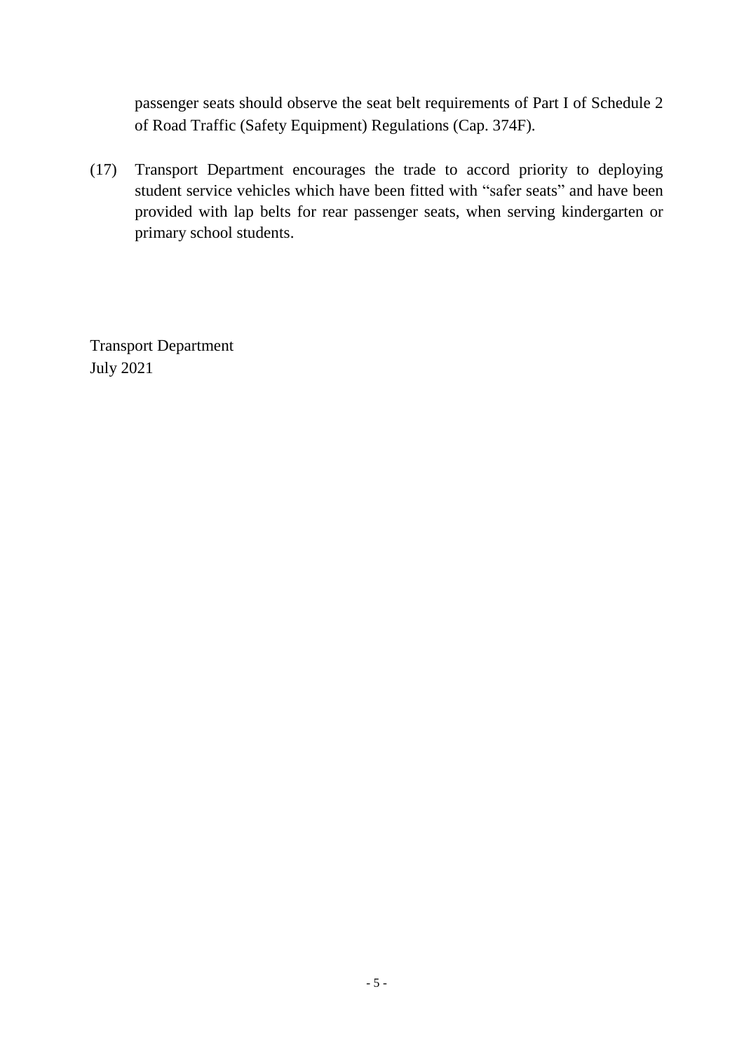passenger seats should observe the seat belt requirements of Part I of Schedule 2 of Road Traffic (Safety Equipment) Regulations (Cap. 374F).

(17) Transport Department encourages the trade to accord priority to deploying student service vehicles which have been fitted with "safer seats" and have been provided with lap belts for rear passenger seats, when serving kindergarten or primary school students.

Transport Department
July 2021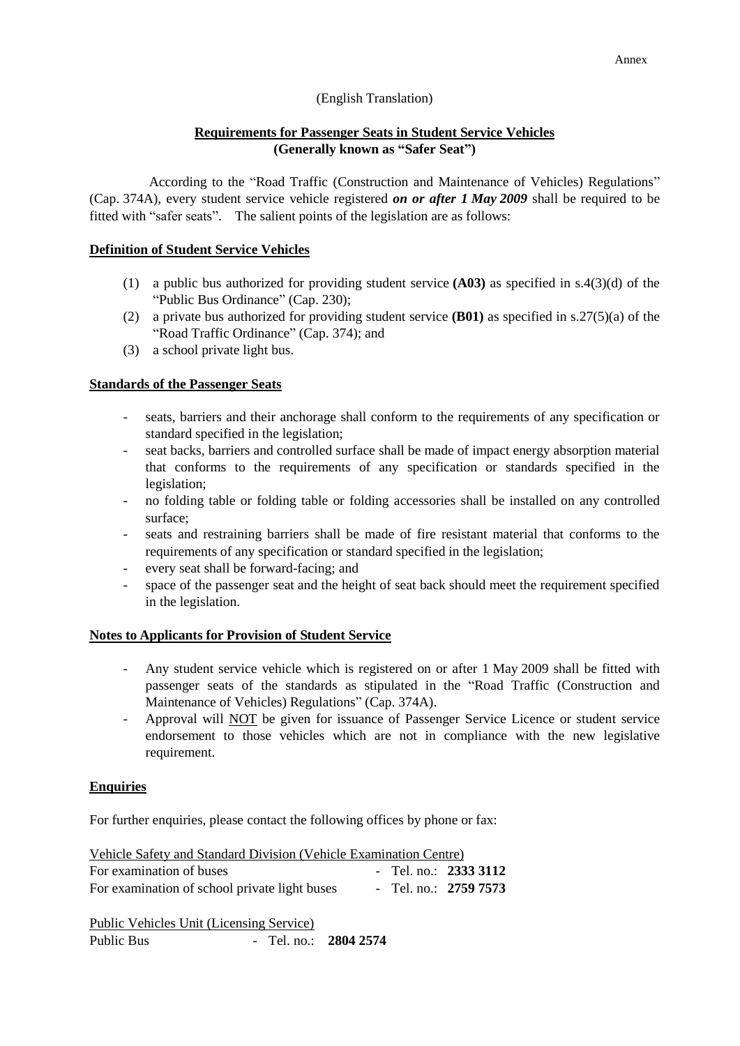Annex

(English Translation)

## Requirements for Passenger Seats in Student Service Vehicles
## (Generally known as "Safer Seat")

According to the "Road Traffic (Construction and Maintenance of Vehicles) Regulations" (Cap. 374A), every student service vehicle registered ***on or after 1 May 2009*** shall be required to be fitted with "safer seats". The salient points of the legislation are as follows:

### Definition of Student Service Vehicles

(1) a public bus authorized for providing student service **(A03)** as specified in s.4(3)(d) of the "Public Bus Ordinance" (Cap. 230);

(2) a private bus authorized for providing student service **(B01)** as specified in s.27(5)(a) of the "Road Traffic Ordinance" (Cap. 374); and

(3) a school private light bus.

### Standards of the Passenger Seats

- seats, barriers and their anchorage shall conform to the requirements of any specification or standard specified in the legislation;
- seat backs, barriers and controlled surface shall be made of impact energy absorption material that conforms to the requirements of any specification or standards specified in the legislation;
- no folding table or folding table or folding accessories shall be installed on any controlled surface;
- seats and restraining barriers shall be made of fire resistant material that conforms to the requirements of any specification or standard specified in the legislation;
- every seat shall be forward-facing; and
- space of the passenger seat and the height of seat back should meet the requirement specified in the legislation.

### Notes to Applicants for Provision of Student Service

- Any student service vehicle which is registered on or after 1 May 2009 shall be fitted with passenger seats of the standards as stipulated in the "Road Traffic (Construction and Maintenance of Vehicles) Regulations" (Cap. 374A).
- Approval will NOT be given for issuance of Passenger Service Licence or student service endorsement to those vehicles which are not in compliance with the new legislative requirement.

### Enquiries

For further enquiries, please contact the following offices by phone or fax:

Vehicle Safety and Standard Division (Vehicle Examination Centre)

For examination of buses - Tel. no.: **2333 3112**

For examination of school private light buses - Tel. no.: **2759 7573**

Public Vehicles Unit (Licensing Service)

Public Bus - Tel. no.: **2804 2574**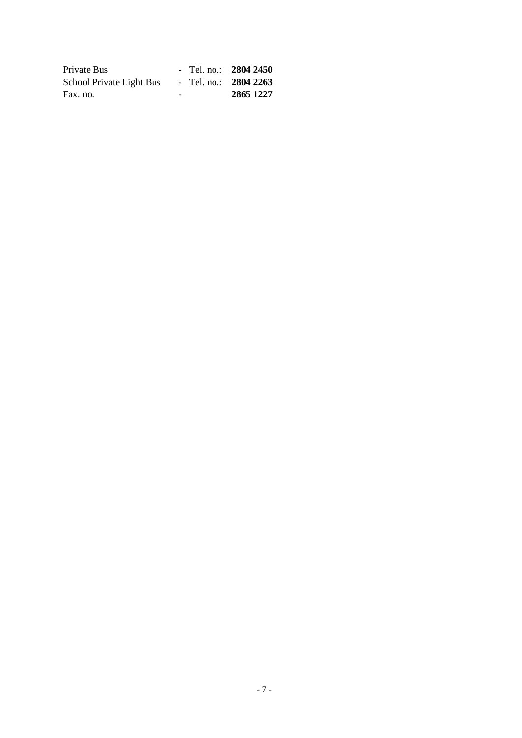| | | | |
|---|---|---|---|
| Private Bus | - | Tel. no.: | **2804 2450** |
| School Private Light Bus | - | Tel. no.: | **2804 2263** |
| Fax. no. | - | | **2865 1227** |